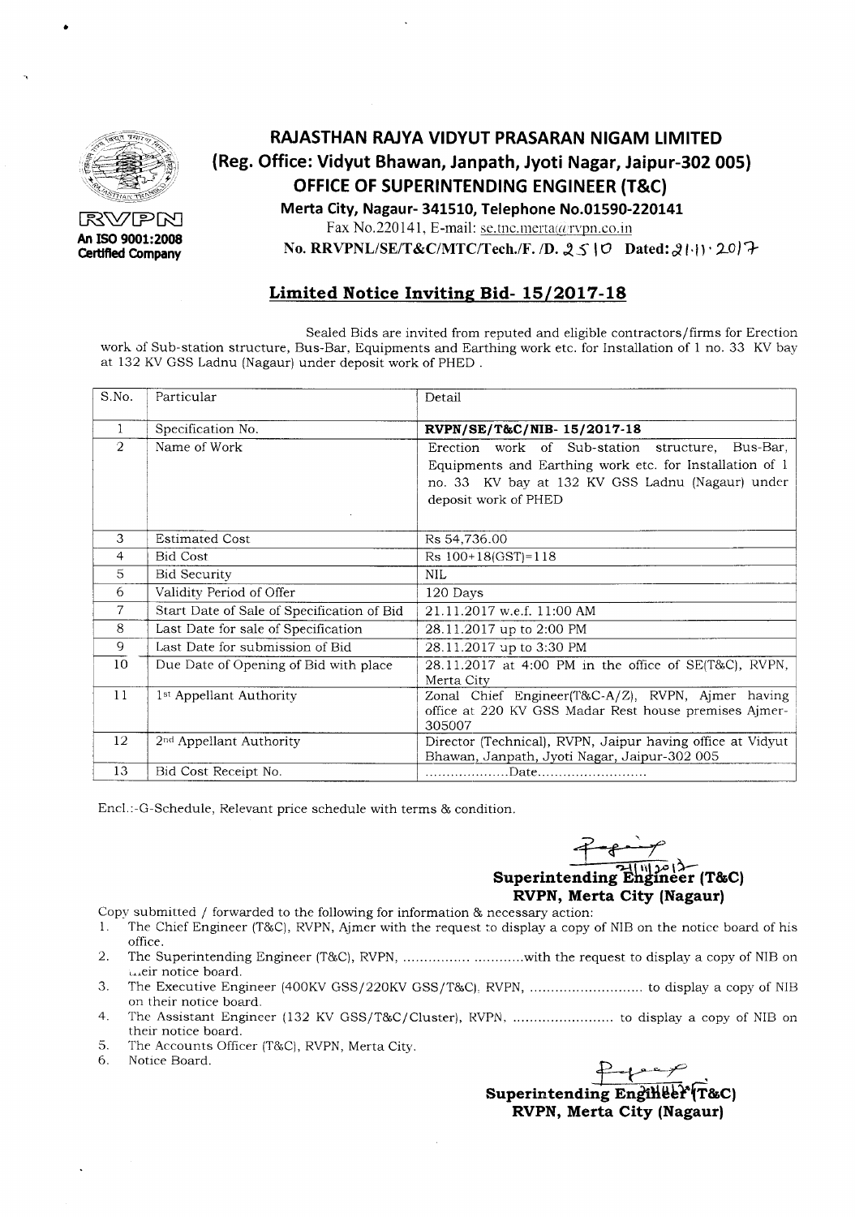RVPN

An ISO 9001:2008 Certified Company

# RAJASTHAN RAJYA VIDYUT PRASARAN NIGAM LIMITED

## (Reg. Office: Vidyut Bhawan, Janpath, Jyoti Nagar, Jaipur-302 005)

## OFFICE OF SUPERINTENDING ENGINEER (T&C)

**Merta City, Nagaur- 341510, Telephone No.01590-220141**

Fax No.220141, E-mail: se.tnc.merta@rvpn.co.in

**No. RRVPNL/SE/T&C/MTC/Tech./F. /D. 2510 Dated: 21.11.2017**

## Limited Notice Inviting Bid- 15/2017-18

Sealed Bids are invited from reputed and eligible contractors/firms for Erection work of Sub-station structure, Bus-Bar, Equipments and Earthing work etc. for Installation of 1 no. 33 KV bay at 132 KV GSS Ladnu (Nagaur) under deposit work of PHED .

| S.No. | Particular | Detail |
|---|---|---|
| 1 | Specification No. | **RVPN/SE/T&C/NIB- 15/2017-18** |
| 2 | Name of Work | Erection work of Sub-station structure, Bus-Bar, Equipments and Earthing work etc. for Installation of 1 no. 33 KV bay at 132 KV GSS Ladnu (Nagaur) under deposit work of PHED |
| 3 | Estimated Cost | Rs 54,736.00 |
| 4 | Bid Cost | Rs 100+18(GST)=118 |
| 5 | Bid Security | NIL |
| 6 | Validity Period of Offer | 120 Days |
| 7 | Start Date of Sale of Specification of Bid | 21.11.2017 w.e.f. 11:00 AM |
| 8 | Last Date for sale of Specification | 28.11.2017 up to 2:00 PM |
| 9 | Last Date for submission of Bid | 28.11.2017 up to 3:30 PM |
| 10 | Due Date of Opening of Bid with place | 28.11.2017 at 4:00 PM in the office of SE(T&C), RVPN, Merta City |
| 11 | 1st Appellant Authority | Zonal Chief Engineer(T&C-A/Z), RVPN, Ajmer having office at 220 KV GSS Madar Rest house premises Ajmer-305007 |
| 12 | 2nd Appellant Authority | Director (Technical), RVPN, Jaipur having office at Vidyut Bhawan, Janpath, Jyoti Nagar, Jaipur-302 005 |
| 13 | Bid Cost Receipt No. | ....................Date.......................... |

Encl.:-G-Schedule, Relevant price schedule with terms & condition.

**Superintending Engineer (T&C)**
**RVPN, Merta City (Nagaur)**

Copy submitted / forwarded to the following for information & necessary action:

1. The Chief Engineer (T&C), RVPN, Ajmer with the request to display a copy of NIB on the notice board of his office.
2. The Superintending Engineer (T&C), RVPN, ................ ............with the request to display a copy of NIB on their notice board.
3. The Executive Engineer (400KV GSS/220KV GSS/T&C), RVPN, ........................... to display a copy of NIB on their notice board.
4. The Assistant Engineer (132 KV GSS/T&C/Cluster), RVPN, ........................ to display a copy of NIB on their notice board.
5. The Accounts Officer (T&C), RVPN, Merta City.
6. Notice Board.

**Superintending Engineer (T&C)**
**RVPN, Merta City (Nagaur)**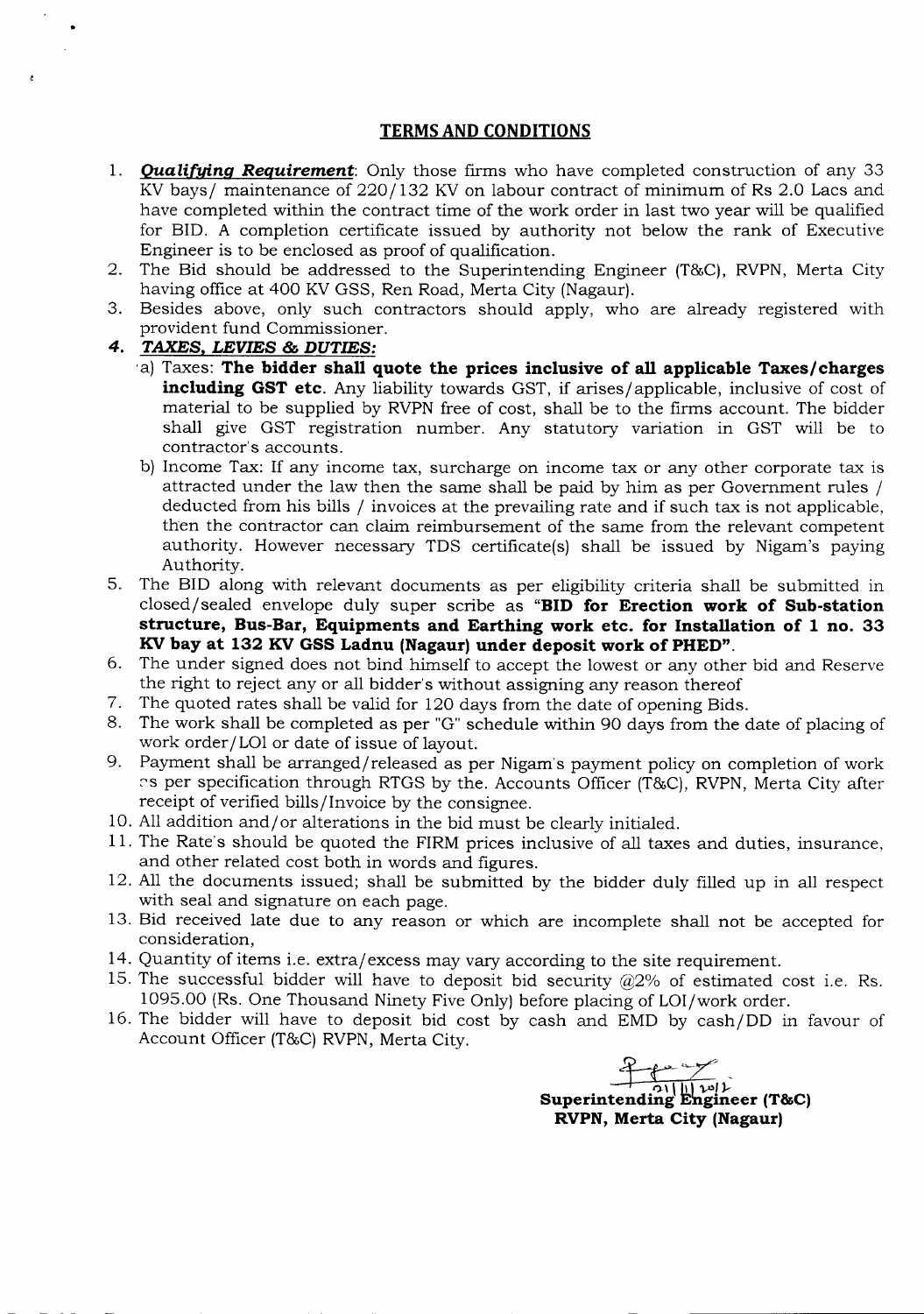## TERMS AND CONDITIONS

1. ***Qualifying Requirement***: Only those firms who have completed construction of any 33 KV bays/ maintenance of 220/132 KV on labour contract of minimum of Rs 2.0 Lacs and have completed within the contract time of the work order in last two year will be qualified for BID. A completion certificate issued by authority not below the rank of Executive Engineer is to be enclosed as proof of qualification.
2. The Bid should be addressed to the Superintending Engineer (T&C), RVPN, Merta City having office at 400 KV GSS, Ren Road, Merta City (Nagaur).
3. Besides above, only such contractors should apply, who are already registered with provident fund Commissioner.
4. ***TAXES, LEVIES & DUTIES:***
   a) Taxes: **The bidder shall quote the prices inclusive of all applicable Taxes/charges including GST etc.** Any liability towards GST, if arises/applicable, inclusive of cost of material to be supplied by RVPN free of cost, shall be to the firms account. The bidder shall give GST registration number. Any statutory variation in GST will be to contractor's accounts.
   b) Income Tax: If any income tax, surcharge on income tax or any other corporate tax is attracted under the law then the same shall be paid by him as per Government rules / deducted from his bills / invoices at the prevailing rate and if such tax is not applicable, then the contractor can claim reimbursement of the same from the relevant competent authority. However necessary TDS certificate(s) shall be issued by Nigam's paying Authority.
5. The BID along with relevant documents as per eligibility criteria shall be submitted in closed/sealed envelope duly super scribe as "**BID for Erection work of Sub-station structure, Bus-Bar, Equipments and Earthing work etc. for Installation of 1 no. 33 KV bay at 132 KV GSS Ladnu (Nagaur) under deposit work of PHED**".
6. The under signed does not bind himself to accept the lowest or any other bid and Reserve the right to reject any or all bidder's without assigning any reason thereof
7. The quoted rates shall be valid for 120 days from the date of opening Bids.
8. The work shall be completed as per "G" schedule within 90 days from the date of placing of work order/LOI or date of issue of layout.
9. Payment shall be arranged/released as per Nigam's payment policy on completion of work as per specification through RTGS by the. Accounts Officer (T&C), RVPN, Merta City after receipt of verified bills/Invoice by the consignee.
10. All addition and/or alterations in the bid must be clearly initialed.
11. The Rate's should be quoted the FIRM prices inclusive of all taxes and duties, insurance, and other related cost both in words and figures.
12. All the documents issued; shall be submitted by the bidder duly filled up in all respect with seal and signature on each page.
13. Bid received late due to any reason or which are incomplete shall not be accepted for consideration,
14. Quantity of items i.e. extra/excess may vary according to the site requirement.
15. The successful bidder will have to deposit bid security @2% of estimated cost i.e. Rs. 1095.00 (Rs. One Thousand Ninety Five Only) before placing of LOI/work order.
16. The bidder will have to deposit bid cost by cash and EMD by cash/DD in favour of Account Officer (T&C) RVPN, Merta City.

21/11/2017

**Superintending Engineer (T&C)**
**RVPN, Merta City (Nagaur)**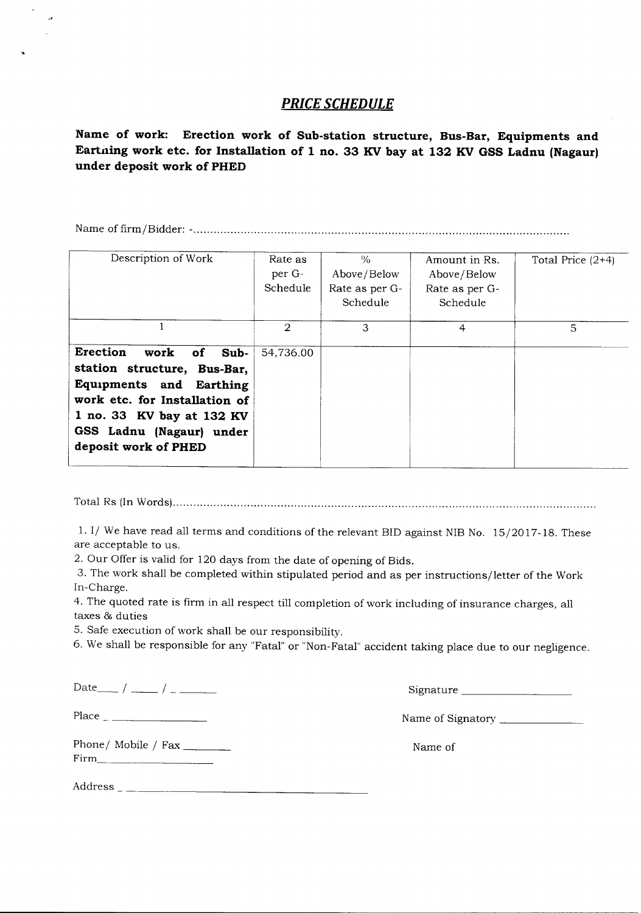# ***PRICE SCHEDULE***

**Name of work: Erection work of Sub-station structure, Bus-Bar, Equipments and Earthing work etc. for Installation of 1 no. 33 KV bay at 132 KV GSS Ladnu (Nagaur) under deposit work of PHED**

Name of firm/Bidder: -.............................................................................................................

| Description of Work | Rate as per G-Schedule | % Above/Below Rate as per G-Schedule | Amount in Rs. Above/Below Rate as per G-Schedule | Total Price (2+4) |
|---|---|---|---|---|
| 1 | 2 | 3 | 4 | 5 |
| **Erection work of Sub-station structure, Bus-Bar, Equipments and Earthing work etc. for Installation of 1 no. 33 KV bay at 132 KV GSS Ladnu (Nagaur) under deposit work of PHED** | 54,736.00 | | | |

Total Rs (In Words)...........................................................................................................................

1. I/ We have read all terms and conditions of the relevant BID against NIB No. 15/2017-18. These are acceptable to us.
2. Our Offer is valid for 120 days from the date of opening of Bids.
3. The work shall be completed within stipulated period and as per instructions/letter of the Work In-Charge.
4. The quoted rate is firm in all respect till completion of work including of insurance charges, all taxes & duties
5. Safe execution of work shall be our responsibility.
6. We shall be responsible for any "Fatal" or "Non-Fatal" accident taking place due to our negligence.

Date\_\_\_ / \_\_\_\_ / \_\_\_\_\_\_ Signature \_\_\_\_\_\_\_\_\_\_\_\_\_\_\_\_

Place \_\_\_\_\_\_\_\_\_\_\_\_\_\_ Name of Signatory \_\_\_\_\_\_\_\_\_\_\_\_

Phone/ Mobile / Fax \_\_\_\_\_\_\_ Name of Firm\_\_\_\_\_\_\_\_\_\_\_\_\_\_\_\_

Address \_\_\_\_\_\_\_\_\_\_\_\_\_\_\_\_\_\_\_\_\_\_\_\_\_\_\_\_\_\_\_\_\_\_\_\_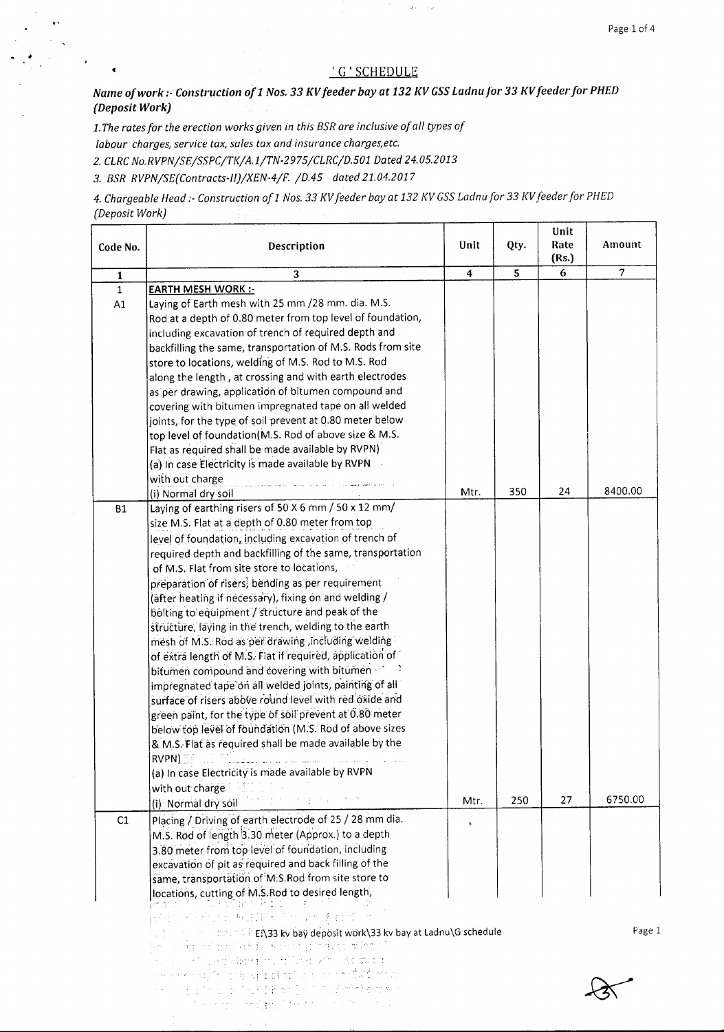## 'G' SCHEDULE

***Name of work :- Construction of 1 Nos. 33 KV feeder bay at 132 KV GSS Ladnu for 33 KV feeder for PHED (Deposit Work)***

*1.The rates for the erection works given in this BSR are inclusive of all types of labour charges, service tax, sales tax and insurance charges,etc.*

*2. CLRC No.RVPN/SE/SSPC/TK/A.1/TN-2975/CLRC/D.501 Dated 24.05.2013*

*3. BSR RVPN/SE(Contracts-II)/XEN-4/F. /D.45 dated 21.04.2017*

*4. Chargeable Head :- Construction of 1 Nos. 33 KV feeder bay at 132 KV GSS Ladnu for 33 KV feeder for PHED (Deposit Work)*

| Code No. | Description | Unit | Qty. | Unit Rate (Rs.) | Amount |
|---|---|---|---|---|---|
| 1 | 3 | 4 | 5 | 6 | 7 |
| 1 | **EARTH MESH WORK :-** | | | | |
| A1 | Laying of Earth mesh with 25 mm /28 mm. dia. M.S. Rod at a depth of 0.80 meter from top level of foundation, including excavation of trench of required depth and backfilling the same, transportation of M.S. Rods from site store to locations, welding of M.S. Rod to M.S. Rod along the length , at crossing and with earth electrodes as per drawing, application of bitumen compound and covering with bitumen impregnated tape on all welded joints, for the type of soil prevent at 0.80 meter below top level of foundation(M.S. Rod of above size & M.S. Flat as required shall be made available by RVPN) (a) In case Electricity is made available by RVPN with out charge (i) Normal dry soil | Mtr. | 350 | 24 | 8400.00 |
| B1 | Laying of earthing risers of 50 X 6 mm / 50 x 12 mm/ size M.S. Flat at a depth of 0.80 meter from top level of foundation, including excavation of trench of required depth and backfilling of the same, transportation of M.S. Flat from site store to locations, preparation of risers, bending as per requirement (after heating if necessary), fixing on and welding / bolting to equipment / structure and peak of the structure, laying in the trench, welding to the earth mesh of M.S. Rod as per drawing ,including welding of extra length of M.S. Flat if required, application of bitumen compound and covering with bitumen impregnated tape on all welded joints, painting of all surface of risers above round level with red oxide and green paint, for the type of soil prevent at 0.80 meter below top level of foundation (M.S. Rod of above sizes & M.S. Flat as required shall be made available by the RVPN) (a) In case Electricity is made available by RVPN with out charge (i) Normal dry soil | Mtr. | 250 | 27 | 6750.00 |
| C1 | Placing / Driving of earth electrode of 25 / 28 mm dia. M.S. Rod of length 3.30 meter (Approx.) to a depth 3.80 meter from top level of foundation, including excavation of pit as required and back filling of the same, transportation of M.S.Rod from site store to locations, cutting of M.S.Rod to desired length, | | | | |

E:\33 kv bay deposit work\33 kv bay at Ladnu\G schedule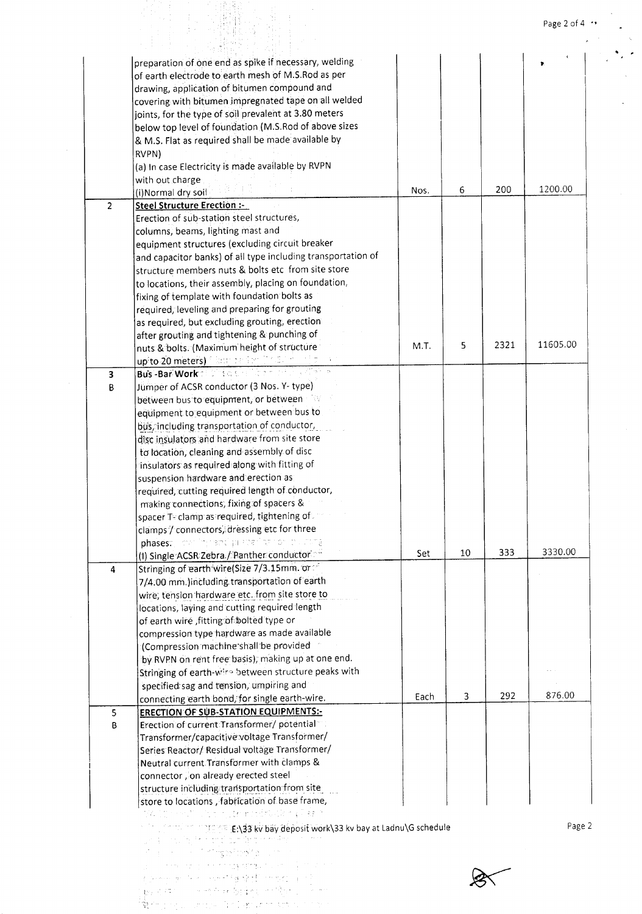| | | | | | |
|---|---|---|---|---|---|
| | preparation of one end as spike if necessary, welding of earth electrode to earth mesh of M.S.Rod as per drawing, application of bitumen compound and covering with bitumen impregnated tape on all welded joints, for the type of soil prevalent at 3.80 meters below top level of foundation (M.S.Rod of above sizes & M.S. Flat as required shall be made available by RVPN)<br>(a) In case Electricity is made available by RVPN with out charge<br>(i)Normal dry soil | Nos. | 6 | 200 | 1200.00 |
| 2 | **Steel Structure Erection :-**<br>Erection of sub-station steel structures, columns, beams, lighting mast and equipment structures (excluding circuit breaker and capacitor banks) of all type including transportation of structure members nuts & bolts etc from site store to locations, their assembly, placing on foundation, fixing of template with foundation bolts as required, leveling and preparing for grouting as required, but excluding grouting, erection after grouting and tightening & punching of nuts & bolts. (Maximum height of structure up to 20 meters) | M.T. | 5 | 2321 | 11605.00 |
| 3<br>B | **Bus -Bar Work**<br>Jumper of ACSR conductor (3 Nos. Y- type) between bus to equipment, or between equipment to equipment or between bus to bus, including transportation of conductor, disc insulators and hardware from site store to location, cleaning and assembly of disc insulators as required along with fitting of suspension hardware and erection as required, cutting required length of conductor, making connections, fixing of spacers & spacer T- clamp as required, tightening of clamps / connectors, dressing etc for three phases.<br>(I) Single ACSR Zebra / Panther conductor | Set | 10 | 333 | 3330.00 |
| 4 | Stringing of earth wire(Size 7/3.15mm. or 7/4.00 mm.)including transportation of earth wire, tension hardware etc. from site store to locations, laying and cutting required length of earth wire ,fitting of bolted type or compression type hardware as made available (Compression machine shall be provided by RVPN on rent free basis), making up at one end. Stringing of earth-wire between structure peaks with specified sag and tension, umpiring and connecting earth bond, for single earth-wire. | Each | 3 | 292 | 876.00 |
| 5<br>B | **ERECTION OF SUB-STATION EQUIPMENTS:-**<br>Erection of current Transformer/ potential Transformer/capacitive voltage Transformer/ Series Reactor/ Residual voltage Transformer/ Neutral current Transformer with clamps & connector , on already erected steel structure including transportation from site store to locations , fabrication of base frame, | | | | |

E:\33 kv bay deposit work\33 kv bay at Ladnu\G schedule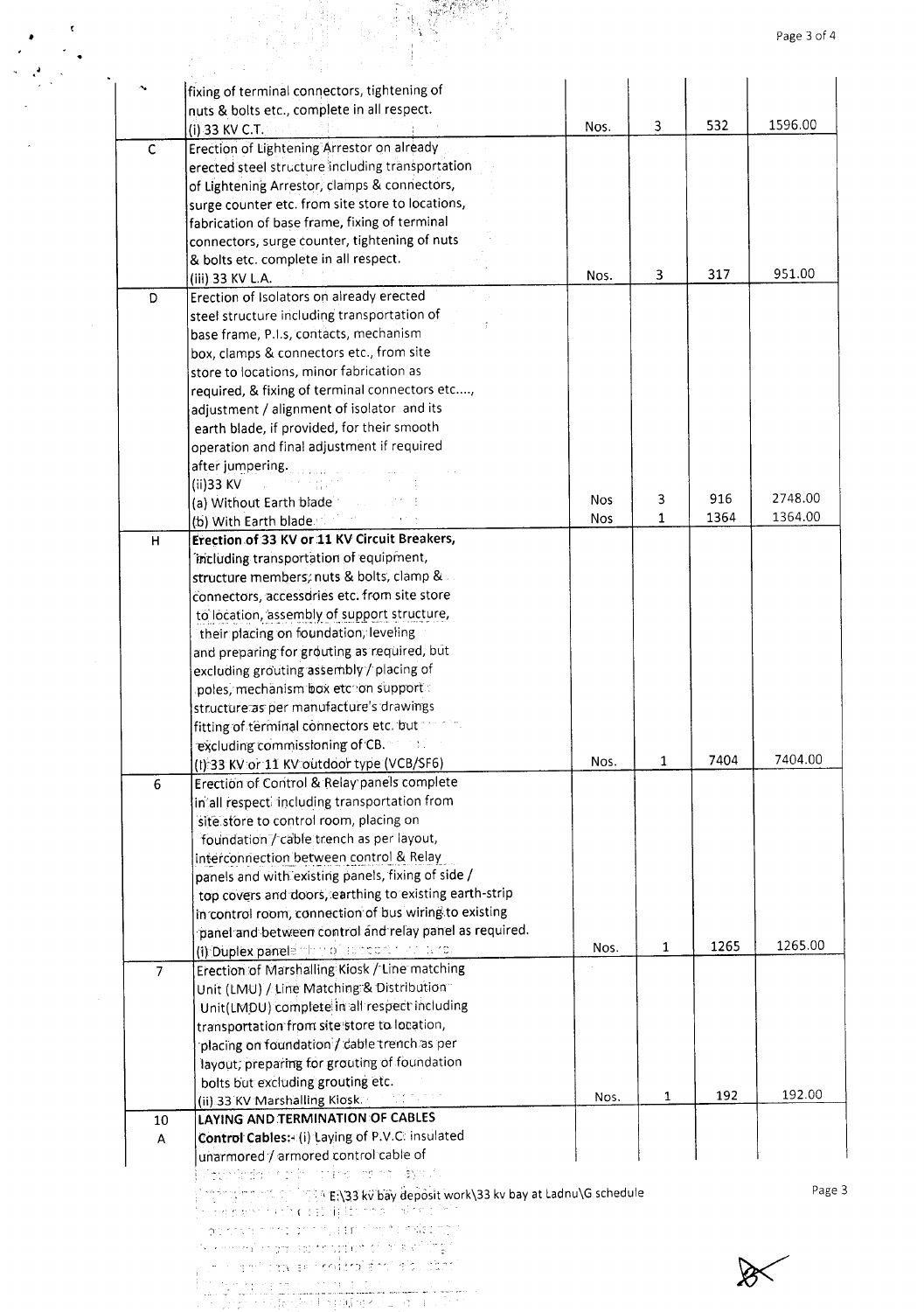| | | | | | |
|---|---|---|---|---|---|
| | fixing of terminal connectors, tightening of nuts & bolts etc., complete in all respect.<br>(i) 33 KV C.T. | Nos. | 3 | 532 | 1596.00 |
| C | Erection of Lightening Arrestor on already erected steel structure including transportation of Lightening Arrestor, clamps & connectors, surge counter etc. from site store to locations, fabrication of base frame, fixing of terminal connectors, surge counter, tightening of nuts & bolts etc. complete in all respect.<br>(iii) 33 KV L.A. | Nos. | 3 | 317 | 951.00 |
| D | Erection of Isolators on already erected steel structure including transportation of base frame, P.I.s, contacts, mechanism box, clamps & connectors etc., from site store to locations, minor fabrication as required, & fixing of terminal connectors etc...., adjustment / alignment of isolator and its earth blade, if provided, for their smooth operation and final adjustment if required after jumpering.<br>(ii)33 KV<br>(a) Without Earth blade | Nos | 3 | 916 | 2748.00 |
| | (b) With Earth blade | Nos | 1 | 1364 | 1364.00 |
| H | **Erection of 33 KV or 11 KV Circuit Breakers,** including transportation of equipment, structure members, nuts & bolts, clamp & connectors, accessories etc. from site store to location, assembly of support structure, their placing on foundation, leveling and preparing for grouting as required, but excluding grouting assembly / placing of poles, mechanism box etc on support structure as per manufacture's drawings fitting of terminal connectors etc. but excluding commissioning of CB.<br>(I) 33 KV or 11 KV outdoor type (VCB/SF6) | Nos. | 1 | 7404 | 7404.00 |
| 6 | Erection of Control & Relay panels complete in all respect including transportation from site store to control room, placing on foundation / cable trench as per layout, interconnection between control & Relay panels and with existing panels, fixing of side / top covers and doors, earthing to existing earth-strip in control room, connection of bus wiring to existing panel and between control and relay panel as required.<br>(i) Duplex panel | Nos. | 1 | 1265 | 1265.00 |
| 7 | Erection of Marshalling Kiosk / Line matching Unit (LMU) / Line Matching & Distribution Unit(LMDU) complete in all respect including transportation from site store to location, placing on foundation / cable trench as per layout, preparing for grouting of foundation bolts but excluding grouting etc.<br>(ii) 33 KV Marshalling Kiosk. | Nos. | 1 | 192 | 192.00 |
| 10 | **LAYING AND TERMINATION OF CABLES** | | | | |
| A | **Control Cables:-** (i) Laying of P.V.C. insulated unarmored / armored control cable of | | | | |

E:\33 kv bay deposit work\33 kv bay at Ladnu\G schedule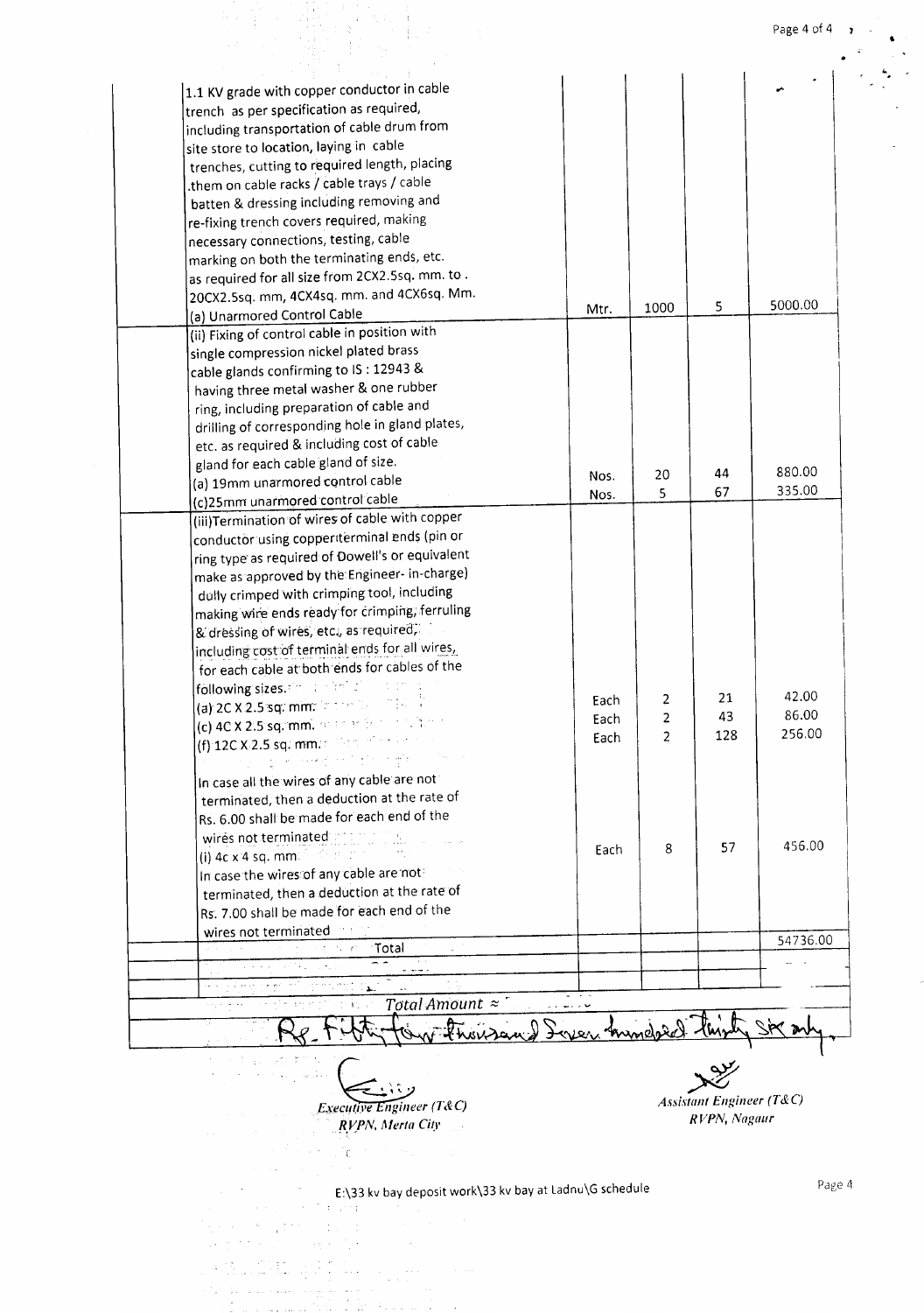| | | | | | |
|---|---|---|---|---|---|
| | 1.1 KV grade with copper conductor in cable trench as per specification as required, including transportation of cable drum from site store to location, laying in cable trenches, cutting to required length, placing .them on cable racks / cable trays / cable batten & dressing including removing and re-fixing trench covers required, making necessary connections, testing, cable marking on both the terminating ends, etc. as required for all size from 2CX2.5sq. mm. to . 20CX2.5sq. mm, 4CX4sq. mm. and 4CX6sq. Mm. (a) Unarmored Control Cable | Mtr. | 1000 | 5 | 5000.00 |
| | (ii) Fixing of control cable in position with single compression nickel plated brass cable glands confirming to IS : 12943 & having three metal washer & one rubber ring, including preparation of cable and drilling of corresponding hole in gland plates, etc. as required & including cost of cable gland for each cable gland of size. | | | | |
| | (a) 19mm unarmored control cable | Nos. | 20 | 44 | 880.00 |
| | (c)25mm unarmored control cable | Nos. | 5 | 67 | 335.00 |
| | (iii)Termination of wires of cable with copper conductor using copperterminal ends (pin or ring type as required of Dowell's or equivalent make as approved by the Engineer- in-charge) dully crimped with crimping tool, including making wire ends ready for crimping, ferruling & dressing of wires, etc., as required, including cost of terminal ends for all wires, for each cable at both ends for cables of the following sizes. | | | | |
| | (a) 2C X 2.5 sq. mm. | Each | 2 | 21 | 42.00 |
| | (c) 4C X 2.5 sq. mm. | Each | 2 | 43 | 86.00 |
| | (f) 12C X 2.5 sq. mm. | Each | 2 | 128 | 256.00 |
| | In case all the wires of any cable are not terminated, then a deduction at the rate of Rs. 6.00 shall be made for each end of the wires not terminated | | | | |
| | (i) 4c x 4 sq. mm. | Each | 8 | 57 | 456.00 |
| | In case the wires of any cable are not terminated, then a deduction at the rate of Rs. 7.00 shall be made for each end of the wires not terminated | | | | |
| | Total | | | | 54736.00 |
| | *Total Amount ≈* | | | | |
| | Rs. Fifty four thousand Seven hundred thirty six only. | | | | |

*Executive Engineer (T&C)*
*RVPN, Merta City*

*Assistant Engineer (T&C)*
*RVPN, Nagaur*

E:\33 kv bay deposit work\33 kv bay at Ladnu\G schedule